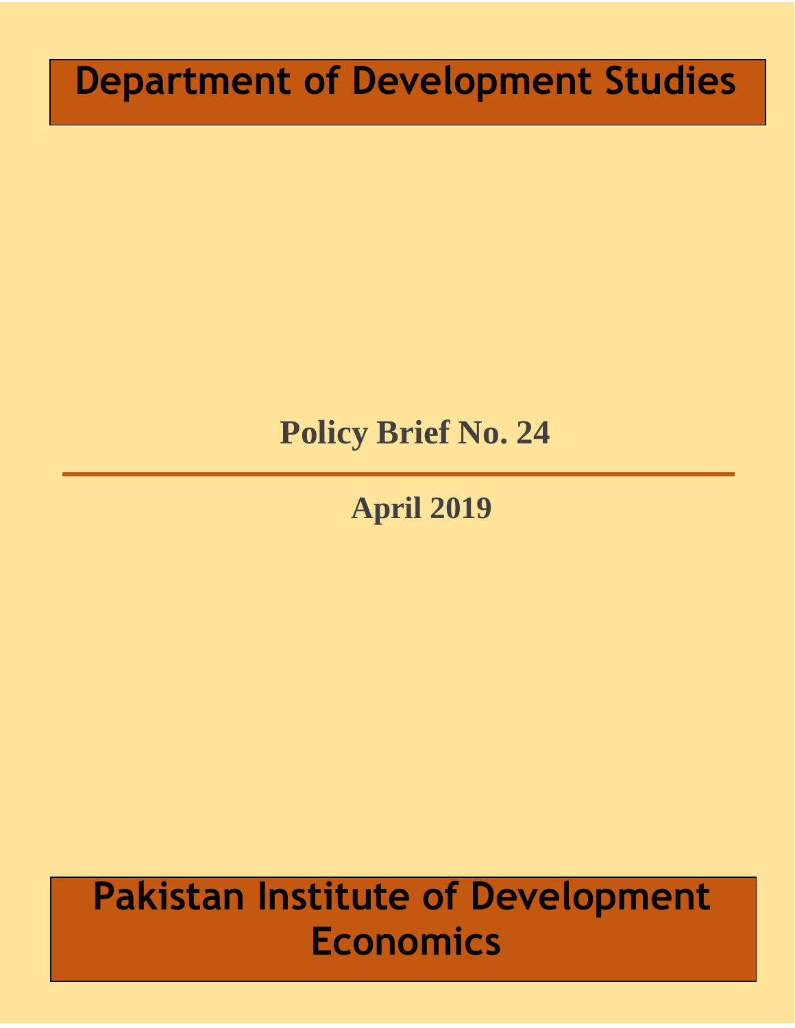# Department of Development Studies

## Policy Brief No. 24

---

**April 2019**

# Pakistan Institute of Development Economics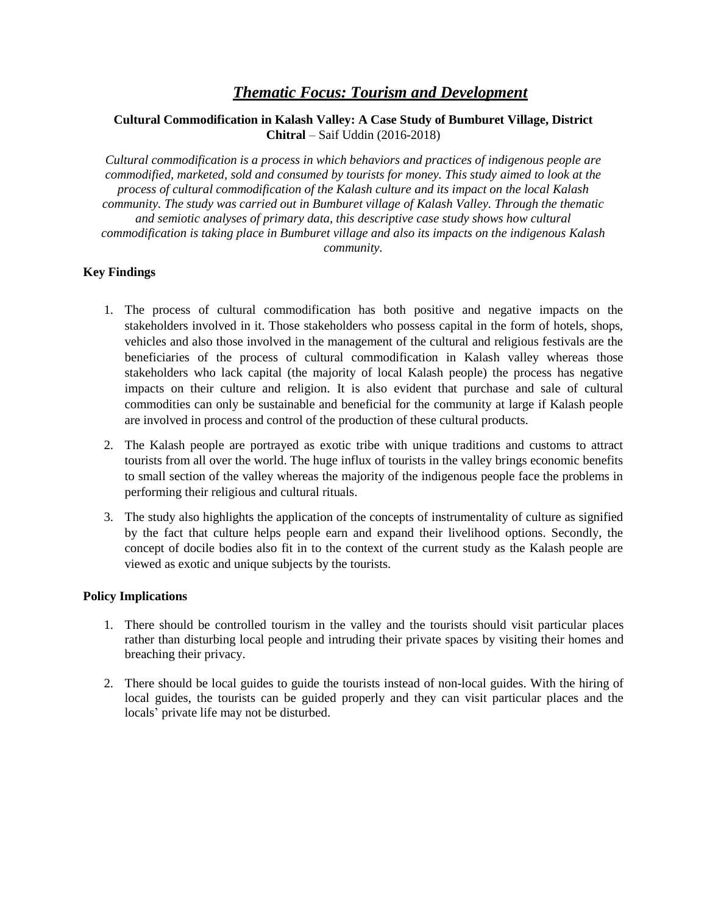## *Thematic Focus: Tourism and Development*

**Cultural Commodification in Kalash Valley: A Case Study of Bumburet Village, District Chitral** – Saif Uddin (2016-2018)

*Cultural commodification is a process in which behaviors and practices of indigenous people are commodified, marketed, sold and consumed by tourists for money. This study aimed to look at the process of cultural commodification of the Kalash culture and its impact on the local Kalash community. The study was carried out in Bumburet village of Kalash Valley. Through the thematic and semiotic analyses of primary data, this descriptive case study shows how cultural commodification is taking place in Bumburet village and also its impacts on the indigenous Kalash community.*

### Key Findings

1. The process of cultural commodification has both positive and negative impacts on the stakeholders involved in it. Those stakeholders who possess capital in the form of hotels, shops, vehicles and also those involved in the management of the cultural and religious festivals are the beneficiaries of the process of cultural commodification in Kalash valley whereas those stakeholders who lack capital (the majority of local Kalash people) the process has negative impacts on their culture and religion. It is also evident that purchase and sale of cultural commodities can only be sustainable and beneficial for the community at large if Kalash people are involved in process and control of the production of these cultural products.

2. The Kalash people are portrayed as exotic tribe with unique traditions and customs to attract tourists from all over the world. The huge influx of tourists in the valley brings economic benefits to small section of the valley whereas the majority of the indigenous people face the problems in performing their religious and cultural rituals.

3. The study also highlights the application of the concepts of instrumentality of culture as signified by the fact that culture helps people earn and expand their livelihood options. Secondly, the concept of docile bodies also fit in to the context of the current study as the Kalash people are viewed as exotic and unique subjects by the tourists.

### Policy Implications

1. There should be controlled tourism in the valley and the tourists should visit particular places rather than disturbing local people and intruding their private spaces by visiting their homes and breaching their privacy.

2. There should be local guides to guide the tourists instead of non-local guides. With the hiring of local guides, the tourists can be guided properly and they can visit particular places and the locals' private life may not be disturbed.